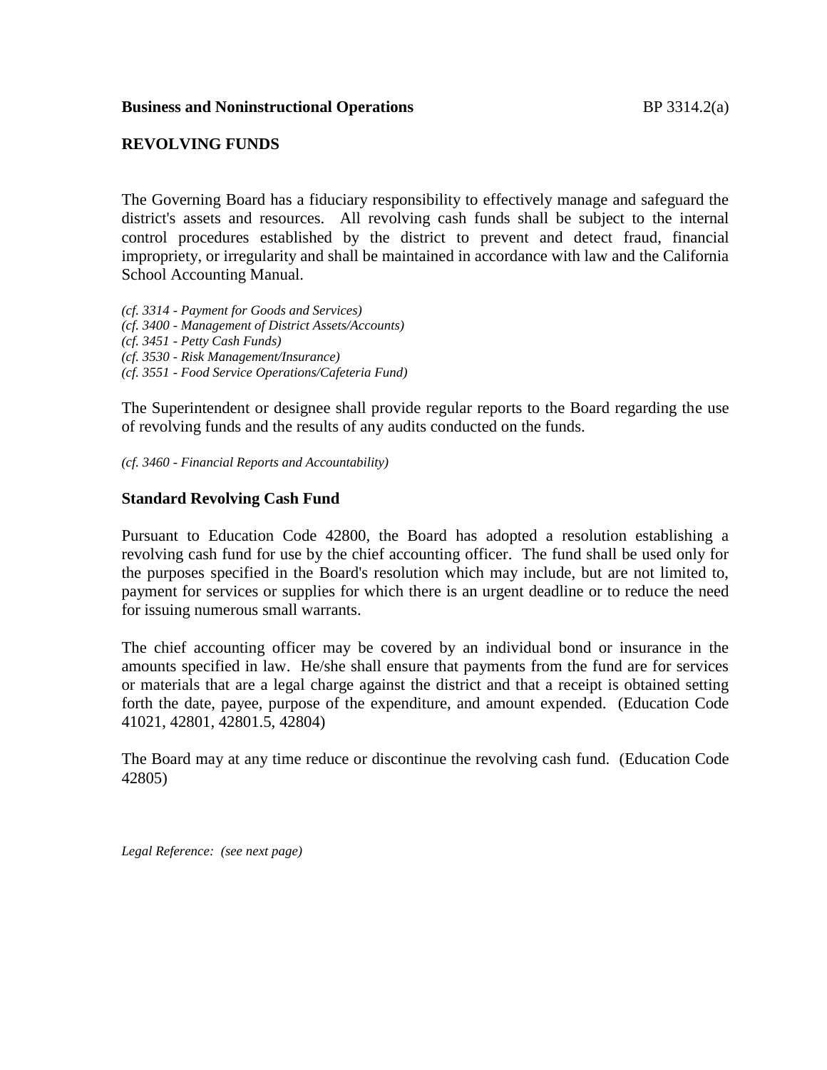**Business and Noninstructional Operations** BP 3314.2(a)

## REVOLVING FUNDS

The Governing Board has a fiduciary responsibility to effectively manage and safeguard the district's assets and resources. All revolving cash funds shall be subject to the internal control procedures established by the district to prevent and detect fraud, financial impropriety, or irregularity and shall be maintained in accordance with law and the California School Accounting Manual.

*(cf. 3314 - Payment for Goods and Services)*
*(cf. 3400 - Management of District Assets/Accounts)*
*(cf. 3451 - Petty Cash Funds)*
*(cf. 3530 - Risk Management/Insurance)*
*(cf. 3551 - Food Service Operations/Cafeteria Fund)*

The Superintendent or designee shall provide regular reports to the Board regarding the use of revolving funds and the results of any audits conducted on the funds.

*(cf. 3460 - Financial Reports and Accountability)*

### Standard Revolving Cash Fund

Pursuant to Education Code 42800, the Board has adopted a resolution establishing a revolving cash fund for use by the chief accounting officer. The fund shall be used only for the purposes specified in the Board's resolution which may include, but are not limited to, payment for services or supplies for which there is an urgent deadline or to reduce the need for issuing numerous small warrants.

The chief accounting officer may be covered by an individual bond or insurance in the amounts specified in law. He/she shall ensure that payments from the fund are for services or materials that are a legal charge against the district and that a receipt is obtained setting forth the date, payee, purpose of the expenditure, and amount expended. (Education Code 41021, 42801, 42801.5, 42804)

The Board may at any time reduce or discontinue the revolving cash fund. (Education Code 42805)

*Legal Reference: (see next page)*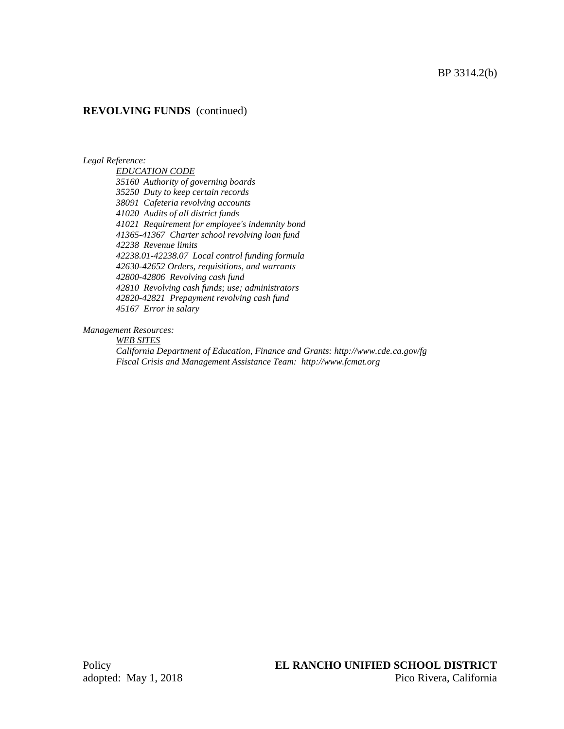## REVOLVING FUNDS (continued)

*Legal Reference:*

*EDUCATION CODE*

*35160 Authority of governing boards*
*35250 Duty to keep certain records*
*38091 Cafeteria revolving accounts*
*41020 Audits of all district funds*
*41021 Requirement for employee's indemnity bond*
*41365-41367 Charter school revolving loan fund*
*42238 Revenue limits*
*42238.01-42238.07 Local control funding formula*
*42630-42652 Orders, requisitions, and warrants*
*42800-42806 Revolving cash fund*
*42810 Revolving cash funds; use; administrators*
*42820-42821 Prepayment revolving cash fund*
*45167 Error in salary*

*Management Resources:*

*WEB SITES*

*California Department of Education, Finance and Grants: http://www.cde.ca.gov/fg*
*Fiscal Crisis and Management Assistance Team: http://www.fcmat.org*

Policy
adopted: May 1, 2018

**EL RANCHO UNIFIED SCHOOL DISTRICT**
Pico Rivera, California